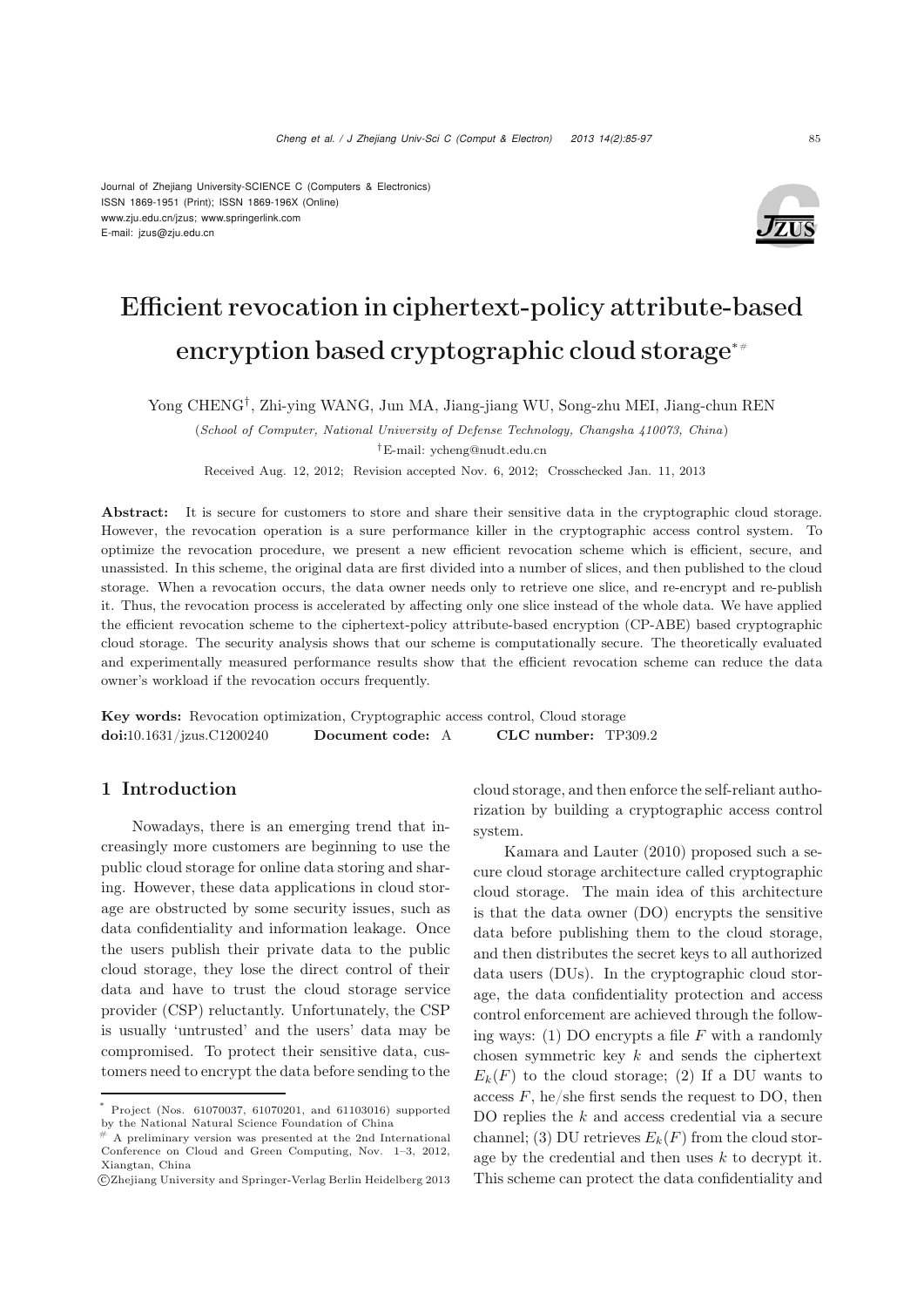Journal of Zhejiang University-SCIENCE C (Computers & Electronics)
ISSN 1869-1951 (Print); ISSN 1869-196X (Online)
www.zju.edu.cn/jzus; www.springerlink.com
E-mail: jzus@zju.edu.cn

# Efficient revocation in ciphertext-policy attribute-based encryption based cryptographic cloud storage[*,#]

Yong CHENG[†], Zhi-ying WANG, Jun MA, Jiang-jiang WU, Song-zhu MEI, Jiang-chun REN

(*School of Computer, National University of Defense Technology, Changsha 410073, China*)

[†]E-mail: ycheng@nudt.edu.cn

Received Aug. 12, 2012; Revision accepted Nov. 6, 2012; Crosschecked Jan. 11, 2013

**Abstract:** It is secure for customers to store and share their sensitive data in the cryptographic cloud storage. However, the revocation operation is a sure performance killer in the cryptographic access control system. To optimize the revocation procedure, we present a new efficient revocation scheme which is efficient, secure, and unassisted. In this scheme, the original data are first divided into a number of slices, and then published to the cloud storage. When a revocation occurs, the data owner needs only to retrieve one slice, and re-encrypt and re-publish it. Thus, the revocation process is accelerated by affecting only one slice instead of the whole data. We have applied the efficient revocation scheme to the ciphertext-policy attribute-based encryption (CP-ABE) based cryptographic cloud storage. The security analysis shows that our scheme is computationally secure. The theoretically evaluated and experimentally measured performance results show that the efficient revocation scheme can reduce the data owner's workload if the revocation occurs frequently.

**Key words:** Revocation optimization, Cryptographic access control, Cloud storage
**doi:**10.1631/jzus.C1200240 **Document code:** A **CLC number:** TP309.2

## 1 Introduction

Nowadays, there is an emerging trend that increasingly more customers are beginning to use the public cloud storage for online data storing and sharing. However, these data applications in cloud storage are obstructed by some security issues, such as data confidentiality and information leakage. Once the users publish their private data to the public cloud storage, they lose the direct control of their data and have to trust the cloud storage service provider (CSP) reluctantly. Unfortunately, the CSP is usually 'untrusted' and the users' data may be compromised. To protect their sensitive data, customers need to encrypt the data before sending to the cloud storage, and then enforce the self-reliant authorization by building a cryptographic access control system.

Kamara and Lauter (2010) proposed such a secure cloud storage architecture called cryptographic cloud storage. The main idea of this architecture is that the data owner (DO) encrypts the sensitive data before publishing them to the cloud storage, and then distributes the secret keys to all authorized data users (DUs). In the cryptographic cloud storage, the data confidentiality protection and access control enforcement are achieved through the following ways: (1) DO encrypts a file $F$ with a randomly chosen symmetric key $k$ and sends the ciphertext $E_k(F)$ to the cloud storage; (2) If a DU wants to access $F$, he/she first sends the request to DO, then DO replies the $k$ and access credential via a secure channel; (3) DU retrieves $E_k(F)$ from the cloud storage by the credential and then uses $k$ to decrypt it. This scheme can protect the data confidentiality and

---

[*] Project (Nos. 61070037, 61070201, and 61103016) supported by the National Natural Science Foundation of China

[#] A preliminary version was presented at the 2nd International Conference on Cloud and Green Computing, Nov. 1–3, 2012, Xiangtan, China

©Zhejiang University and Springer-Verlag Berlin Heidelberg 2013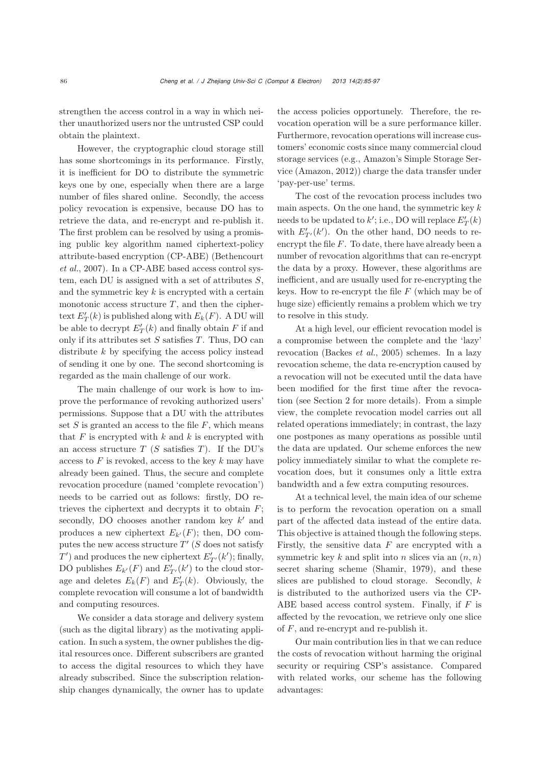strengthen the access control in a way in which neither unauthorized users nor the untrusted CSP could obtain the plaintext.

However, the cryptographic cloud storage still has some shortcomings in its performance. Firstly, it is inefficient for DO to distribute the symmetric keys one by one, especially when there are a large number of files shared online. Secondly, the access policy revocation is expensive, because DO has to retrieve the data, and re-encrypt and re-publish it. The first problem can be resolved by using a promising public key algorithm named ciphertext-policy attribute-based encryption (CP-ABE) (Bethencourt *et al.*, 2007). In a CP-ABE based access control system, each DU is assigned with a set of attributes $S$, and the symmetric key $k$ is encrypted with a certain monotonic access structure $T$, and then the ciphertext $E'_T(k)$ is published along with $E_k(F)$. A DU will be able to decrypt $E'_T(k)$ and finally obtain $F$ if and only if its attributes set $S$ satisfies $T$. Thus, DO can distribute $k$ by specifying the access policy instead of sending it one by one. The second shortcoming is regarded as the main challenge of our work.

The main challenge of our work is how to improve the performance of revoking authorized users' permissions. Suppose that a DU with the attributes set $S$ is granted an access to the file $F$, which means that $F$ is encrypted with $k$ and $k$ is encrypted with an access structure $T$ ($S$ satisfies $T$). If the DU's access to $F$ is revoked, access to the key $k$ may have already been gained. Thus, the secure and complete revocation procedure (named 'complete revocation') needs to be carried out as follows: firstly, DO retrieves the ciphertext and decrypts it to obtain $F$; secondly, DO chooses another random key $k'$ and produces a new ciphertext $E_{k'}(F)$; then, DO computes the new access structure $T'$ ($S$ does not satisfy $T'$) and produces the new ciphertext $E'_{T'}(k')$; finally, DO publishes $E_{k'}(F)$ and $E'_{T'}(k')$ to the cloud storage and deletes $E_k(F)$ and $E'_T(k)$. Obviously, the complete revocation will consume a lot of bandwidth and computing resources.

We consider a data storage and delivery system (such as the digital library) as the motivating application. In such a system, the owner publishes the digital resources once. Different subscribers are granted to access the digital resources to which they have already subscribed. Since the subscription relationship changes dynamically, the owner has to update the access policies opportunely. Therefore, the revocation operation will be a sure performance killer. Furthermore, revocation operations will increase customers' economic costs since many commercial cloud storage services (e.g., Amazon's Simple Storage Service (Amazon, 2012)) charge the data transfer under 'pay-per-use' terms.

The cost of the revocation process includes two main aspects. On the one hand, the symmetric key $k$ needs to be updated to $k'$; i.e., DO will replace $E'_T(k)$ with $E'_{T'}(k')$. On the other hand, DO needs to re-encrypt the file $F$. To date, there have already been a number of revocation algorithms that can re-encrypt the data by a proxy. However, these algorithms are inefficient, and are usually used for re-encrypting the keys. How to re-encrypt the file $F$ (which may be of huge size) efficiently remains a problem which we try to resolve in this study.

At a high level, our efficient revocation model is a compromise between the complete and the 'lazy' revocation (Backes *et al.*, 2005) schemes. In a lazy revocation scheme, the data re-encryption caused by a revocation will not be executed until the data have been modified for the first time after the revocation (see Section 2 for more details). From a simple view, the complete revocation model carries out all related operations immediately; in contrast, the lazy one postpones as many operations as possible until the data are updated. Our scheme enforces the new policy immediately similar to what the complete revocation does, but it consumes only a little extra bandwidth and a few extra computing resources.

At a technical level, the main idea of our scheme is to perform the revocation operation on a small part of the affected data instead of the entire data. This objective is attained though the following steps. Firstly, the sensitive data $F$ are encrypted with a symmetric key $k$ and split into $n$ slices via an $(n, n)$ secret sharing scheme (Shamir, 1979), and these slices are published to cloud storage. Secondly, $k$ is distributed to the authorized users via the CP-ABE based access control system. Finally, if $F$ is affected by the revocation, we retrieve only one slice of $F$, and re-encrypt and re-publish it.

Our main contribution lies in that we can reduce the costs of revocation without harming the original security or requiring CSP's assistance. Compared with related works, our scheme has the following advantages: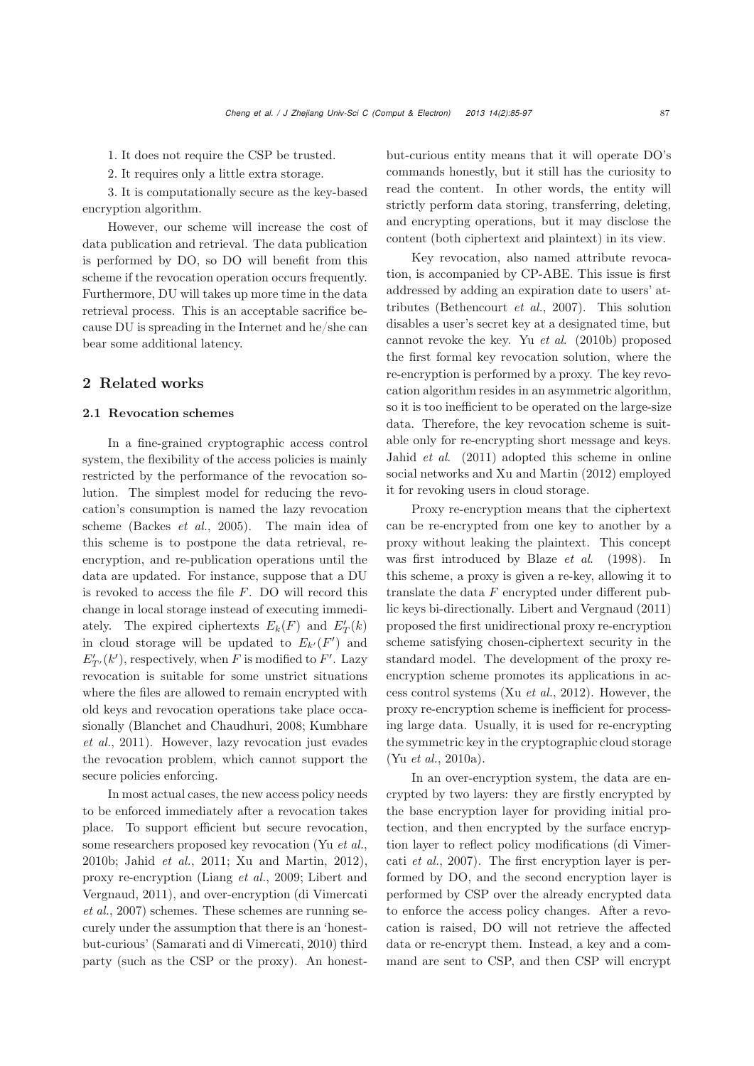1. It does not require the CSP be trusted.

2. It requires only a little extra storage.

3. It is computationally secure as the key-based encryption algorithm.

However, our scheme will increase the cost of data publication and retrieval. The data publication is performed by DO, so DO will benefit from this scheme if the revocation operation occurs frequently. Furthermore, DU will takes up more time in the data retrieval process. This is an acceptable sacrifice because DU is spreading in the Internet and he/she can bear some additional latency.

## 2 Related works

### 2.1 Revocation schemes

In a fine-grained cryptographic access control system, the flexibility of the access policies is mainly restricted by the performance of the revocation solution. The simplest model for reducing the revocation's consumption is named the lazy revocation scheme (Backes *et al.*, 2005). The main idea of this scheme is to postpone the data retrieval, re-encryption, and re-publication operations until the data are updated. For instance, suppose that a DU is revoked to access the file $F$. DO will record this change in local storage instead of executing immediately. The expired ciphertexts $E_k(F)$ and $E'_T(k)$ in cloud storage will be updated to $E_{k'}(F')$ and $E'_{T'}(k')$, respectively, when $F$ is modified to $F'$. Lazy revocation is suitable for some unstrict situations where the files are allowed to remain encrypted with old keys and revocation operations take place occasionally (Blanchet and Chaudhuri, 2008; Kumbhare *et al.*, 2011). However, lazy revocation just evades the revocation problem, which cannot support the secure policies enforcing.

In most actual cases, the new access policy needs to be enforced immediately after a revocation takes place. To support efficient but secure revocation, some researchers proposed key revocation (Yu *et al.*, 2010b; Jahid *et al.*, 2011; Xu and Martin, 2012), proxy re-encryption (Liang *et al.*, 2009; Libert and Vergnaud, 2011), and over-encryption (di Vimercati *et al.*, 2007) schemes. These schemes are running securely under the assumption that there is an 'honest-but-curious' (Samarati and di Vimercati, 2010) third party (such as the CSP or the proxy). An honest-but-curious entity means that it will operate DO's commands honestly, but it still has the curiosity to read the content. In other words, the entity will strictly perform data storing, transferring, deleting, and encrypting operations, but it may disclose the content (both ciphertext and plaintext) in its view.

Key revocation, also named attribute revocation, is accompanied by CP-ABE. This issue is first addressed by adding an expiration date to users' attributes (Bethencourt *et al.*, 2007). This solution disables a user's secret key at a designated time, but cannot revoke the key. Yu *et al.* (2010b) proposed the first formal key revocation solution, where the re-encryption is performed by a proxy. The key revocation algorithm resides in an asymmetric algorithm, so it is too inefficient to be operated on the large-size data. Therefore, the key revocation scheme is suitable only for re-encrypting short message and keys. Jahid *et al.* (2011) adopted this scheme in online social networks and Xu and Martin (2012) employed it for revoking users in cloud storage.

Proxy re-encryption means that the ciphertext can be re-encrypted from one key to another by a proxy without leaking the plaintext. This concept was first introduced by Blaze *et al.* (1998). In this scheme, a proxy is given a re-key, allowing it to translate the data $F$ encrypted under different public keys bi-directionally. Libert and Vergnaud (2011) proposed the first unidirectional proxy re-encryption scheme satisfying chosen-ciphertext security in the standard model. The development of the proxy re-encryption scheme promotes its applications in access control systems (Xu *et al.*, 2012). However, the proxy re-encryption scheme is inefficient for processing large data. Usually, it is used for re-encrypting the symmetric key in the cryptographic cloud storage (Yu *et al.*, 2010a).

In an over-encryption system, the data are encrypted by two layers: they are firstly encrypted by the base encryption layer for providing initial protection, and then encrypted by the surface encryption layer to reflect policy modifications (di Vimercati *et al.*, 2007). The first encryption layer is performed by DO, and the second encryption layer is performed by CSP over the already encrypted data to enforce the access policy changes. After a revocation is raised, DO will not retrieve the affected data or re-encrypt them. Instead, a key and a command are sent to CSP, and then CSP will encrypt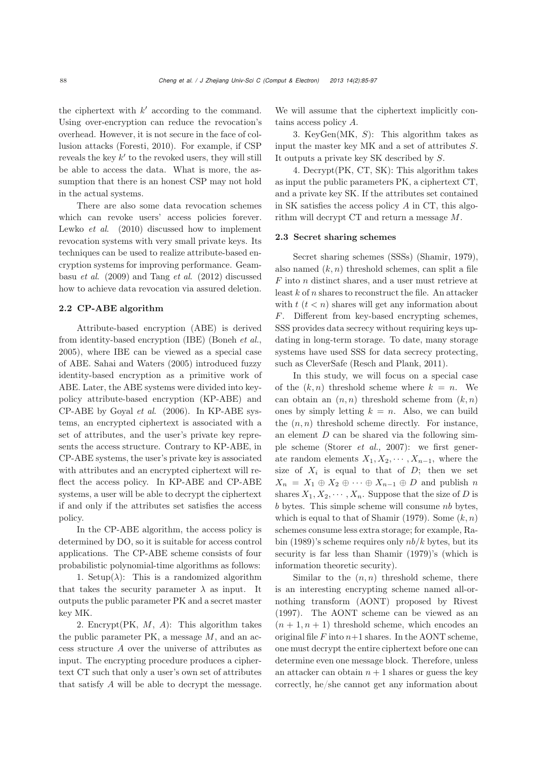the ciphertext with $k'$ according to the command. Using over-encryption can reduce the revocation's overhead. However, it is not secure in the face of collusion attacks (Foresti, 2010). For example, if CSP reveals the key $k'$ to the revoked users, they will still be able to access the data. What is more, the assumption that there is an honest CSP may not hold in the actual systems.

There are also some data revocation schemes which can revoke users' access policies forever. Lewko *et al*. (2010) discussed how to implement revocation systems with very small private keys. Its techniques can be used to realize attribute-based encryption systems for improving performance. Geambasu *et al*. (2009) and Tang *et al*. (2012) discussed how to achieve data revocation via assured deletion.

### 2.2 CP-ABE algorithm

Attribute-based encryption (ABE) is derived from identity-based encryption (IBE) (Boneh *et al*., 2005), where IBE can be viewed as a special case of ABE. Sahai and Waters (2005) introduced fuzzy identity-based encryption as a primitive work of ABE. Later, the ABE systems were divided into key-policy attribute-based encryption (KP-ABE) and CP-ABE by Goyal *et al*. (2006). In KP-ABE systems, an encrypted ciphertext is associated with a set of attributes, and the user's private key represents the access structure. Contrary to KP-ABE, in CP-ABE systems, the user's private key is associated with attributes and an encrypted ciphertext will reflect the access policy. In KP-ABE and CP-ABE systems, a user will be able to decrypt the ciphertext if and only if the attributes set satisfies the access policy.

In the CP-ABE algorithm, the access policy is determined by DO, so it is suitable for access control applications. The CP-ABE scheme consists of four probabilistic polynomial-time algorithms as follows:

1. Setup($\lambda$): This is a randomized algorithm that takes the security parameter $\lambda$ as input. It outputs the public parameter PK and a secret master key MK.

2. Encrypt(PK, $M$, $A$): This algorithm takes the public parameter PK, a message $M$, and an access structure $A$ over the universe of attributes as input. The encrypting procedure produces a ciphertext CT such that only a user's own set of attributes that satisfy $A$ will be able to decrypt the message. We will assume that the ciphertext implicitly contains access policy $A$.

3. KeyGen(MK, $S$): This algorithm takes as input the master key MK and a set of attributes $S$. It outputs a private key SK described by $S$.

4. Decrypt(PK, CT, SK): This algorithm takes as input the public parameters PK, a ciphertext CT, and a private key SK. If the attributes set contained in SK satisfies the access policy $A$ in CT, this algorithm will decrypt CT and return a message $M$.

### 2.3 Secret sharing schemes

Secret sharing schemes (SSSs) (Shamir, 1979), also named $(k, n)$ threshold schemes, can split a file $F$ into $n$ distinct shares, and a user must retrieve at least $k$ of $n$ shares to reconstruct the file. An attacker with $t$ $(t < n)$ shares will get any information about $F$. Different from key-based encrypting schemes, SSS provides data secrecy without requiring keys updating in long-term storage. To date, many storage systems have used SSS for data secrecy protecting, such as CleverSafe (Resch and Plank, 2011).

In this study, we will focus on a special case of the $(k, n)$ threshold scheme where $k = n$. We can obtain an $(n, n)$ threshold scheme from $(k, n)$ ones by simply letting $k = n$. Also, we can build the $(n, n)$ threshold scheme directly. For instance, an element $D$ can be shared via the following simple scheme (Storer *et al*., 2007): we first generate random elements $X_1, X_2, \cdots, X_{n-1}$, where the size of $X_i$ is equal to that of $D$; then we set $X_n = X_1 \oplus X_2 \oplus \cdots \oplus X_{n-1} \oplus D$ and publish $n$ shares $X_1, X_2, \cdots, X_n$. Suppose that the size of $D$ is $b$ bytes. This simple scheme will consume $nb$ bytes, which is equal to that of Shamir (1979). Some $(k, n)$ schemes consume less extra storage; for example, Rabin (1989)'s scheme requires only $nb/k$ bytes, but its security is far less than Shamir (1979)'s (which is information theoretic security).

Similar to the $(n, n)$ threshold scheme, there is an interesting encrypting scheme named all-or-nothing transform (AONT) proposed by Rivest (1997). The AONT scheme can be viewed as an $(n+1, n+1)$ threshold scheme, which encodes an original file $F$ into $n+1$ shares. In the AONT scheme, one must decrypt the entire ciphertext before one can determine even one message block. Therefore, unless an attacker can obtain $n+1$ shares or guess the key correctly, he/she cannot get any information about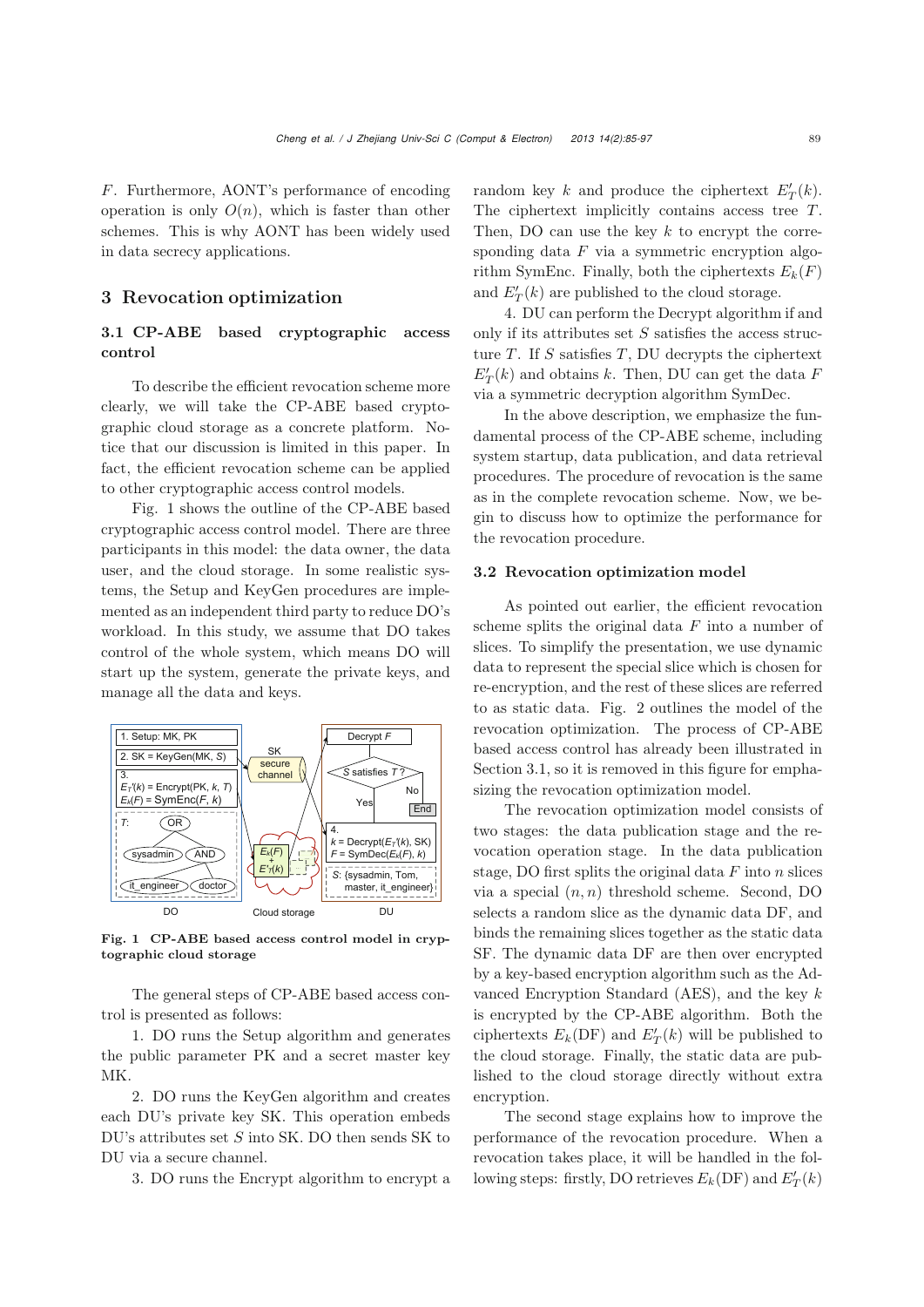$F$. Furthermore, AONT's performance of encoding operation is only $O(n)$, which is faster than other schemes. This is why AONT has been widely used in data secrecy applications.

## 3 Revocation optimization

### 3.1 CP-ABE based cryptographic access control

To describe the efficient revocation scheme more clearly, we will take the CP-ABE based cryptographic cloud storage as a concrete platform. Notice that our discussion is limited in this paper. In fact, the efficient revocation scheme can be applied to other cryptographic access control models.

Fig. 1 shows the outline of the CP-ABE based cryptographic access control model. There are three participants in this model: the data owner, the data user, and the cloud storage. In some realistic systems, the Setup and KeyGen procedures are implemented as an independent third party to reduce DO's workload. In this study, we assume that DO takes control of the whole system, which means DO will start up the system, generate the private keys, and manage all the data and keys.

**Fig. 1 CP-ABE based access control model in cryptographic cloud storage**

The general steps of CP-ABE based access control is presented as follows:

1. DO runs the Setup algorithm and generates the public parameter PK and a secret master key MK.

2. DO runs the KeyGen algorithm and creates each DU's private key SK. This operation embeds DU's attributes set $S$ into SK. DO then sends SK to DU via a secure channel.

3. DO runs the Encrypt algorithm to encrypt a random key $k$ and produce the ciphertext $E'_T(k)$. The ciphertext implicitly contains access tree $T$. Then, DO can use the key $k$ to encrypt the corresponding data $F$ via a symmetric encryption algorithm SymEnc. Finally, both the ciphertexts $E_k(F)$ and $E'_T(k)$ are published to the cloud storage.

4. DU can perform the Decrypt algorithm if and only if its attributes set $S$ satisfies the access structure $T$. If $S$ satisfies $T$, DU decrypts the ciphertext $E'_T(k)$ and obtains $k$. Then, DU can get the data $F$ via a symmetric decryption algorithm SymDec.

In the above description, we emphasize the fundamental process of the CP-ABE scheme, including system startup, data publication, and data retrieval procedures. The procedure of revocation is the same as in the complete revocation scheme. Now, we begin to discuss how to optimize the performance for the revocation procedure.

### 3.2 Revocation optimization model

As pointed out earlier, the efficient revocation scheme splits the original data $F$ into a number of slices. To simplify the presentation, we use dynamic data to represent the special slice which is chosen for re-encryption, and the rest of these slices are referred to as static data. Fig. 2 outlines the model of the revocation optimization. The process of CP-ABE based access control has already been illustrated in Section 3.1, so it is removed in this figure for emphasizing the revocation optimization model.

The revocation optimization model consists of two stages: the data publication stage and the revocation operation stage. In the data publication stage, DO first splits the original data $F$ into $n$ slices via a special $(n, n)$ threshold scheme. Second, DO selects a random slice as the dynamic data DF, and binds the remaining slices together as the static data SF. The dynamic data DF are then over encrypted by a key-based encryption algorithm such as the Advanced Encryption Standard (AES), and the key $k$ is encrypted by the CP-ABE algorithm. Both the ciphertexts $E_k(\text{DF})$ and $E'_T(k)$ will be published to the cloud storage. Finally, the static data are published to the cloud storage directly without extra encryption.

The second stage explains how to improve the performance of the revocation procedure. When a revocation takes place, it will be handled in the following steps: firstly, DO retrieves $E_k(\text{DF})$ and $E'_T(k)$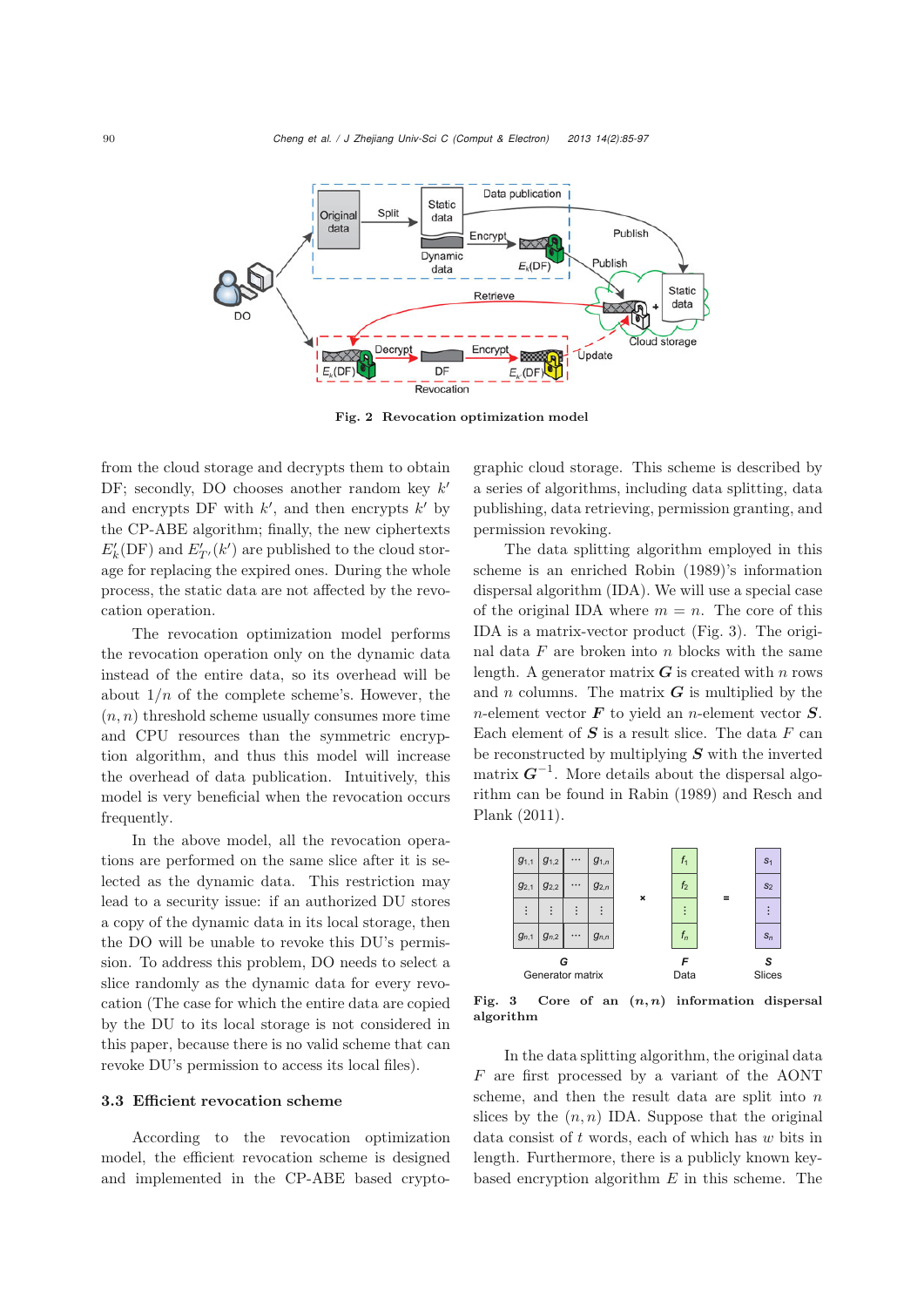Fig. 2 Revocation optimization model

from the cloud storage and decrypts them to obtain DF; secondly, DO chooses another random key $k'$ and encrypts DF with $k'$, and then encrypts $k'$ by the CP-ABE algorithm; finally, the new ciphertexts $E'_k(\text{DF})$ and $E'_{T'}(k')$ are published to the cloud storage for replacing the expired ones. During the whole process, the static data are not affected by the revocation operation.

The revocation optimization model performs the revocation operation only on the dynamic data instead of the entire data, so its overhead will be about $1/n$ of the complete scheme's. However, the $(n, n)$ threshold scheme usually consumes more time and CPU resources than the symmetric encryption algorithm, and thus this model will increase the overhead of data publication. Intuitively, this model is very beneficial when the revocation occurs frequently.

In the above model, all the revocation operations are performed on the same slice after it is selected as the dynamic data. This restriction may lead to a security issue: if an authorized DU stores a copy of the dynamic data in its local storage, then the DO will be unable to revoke this DU's permission. To address this problem, DO needs to select a slice randomly as the dynamic data for every revocation (The case for which the entire data are copied by the DU to its local storage is not considered in this paper, because there is no valid scheme that can revoke DU's permission to access its local files).

### 3.3 Efficient revocation scheme

According to the revocation optimization model, the efficient revocation scheme is designed and implemented in the CP-ABE based cryptographic cloud storage. This scheme is described by a series of algorithms, including data splitting, data publishing, data retrieving, permission granting, and permission revoking.

The data splitting algorithm employed in this scheme is an enriched Robin (1989)'s information dispersal algorithm (IDA). We will use a special case of the original IDA where $m = n$. The core of this IDA is a matrix-vector product (Fig. 3). The original data $F$ are broken into $n$ blocks with the same length. A generator matrix $\boldsymbol{G}$ is created with $n$ rows and $n$ columns. The matrix $\boldsymbol{G}$ is multiplied by the $n$-element vector $\boldsymbol{F}$ to yield an $n$-element vector $\boldsymbol{S}$. Each element of $\boldsymbol{S}$ is a result slice. The data $F$ can be reconstructed by multiplying $\boldsymbol{S}$ with the inverted matrix $\boldsymbol{G}^{-1}$. More details about the dispersal algorithm can be found in Rabin (1989) and Resch and Plank (2011).

$$\begin{bmatrix} g_{1,1} & g_{1,2} & \cdots & g_{1,n} \\ g_{2,1} & g_{2,2} & \cdots & g_{2,n} \\ \vdots & \vdots & \vdots & \vdots \\ g_{n,1} & g_{n,2} & \cdots & g_{n,n} \end{bmatrix} \times \begin{bmatrix} f_1 \\ f_2 \\ \vdots \\ f_n \end{bmatrix} = \begin{bmatrix} s_1 \\ s_2 \\ \vdots \\ s_n \end{bmatrix}$$

$\boldsymbol{G}$ Generator matrix; $\boldsymbol{F}$ Data; $\boldsymbol{S}$ Slices

Fig. 3 Core of an $(n, n)$ information dispersal algorithm

In the data splitting algorithm, the original data $F$ are first processed by a variant of the AONT scheme, and then the result data are split into $n$ slices by the $(n, n)$ IDA. Suppose that the original data consist of $t$ words, each of which has $w$ bits in length. Furthermore, there is a publicly known key-based encryption algorithm $E$ in this scheme. The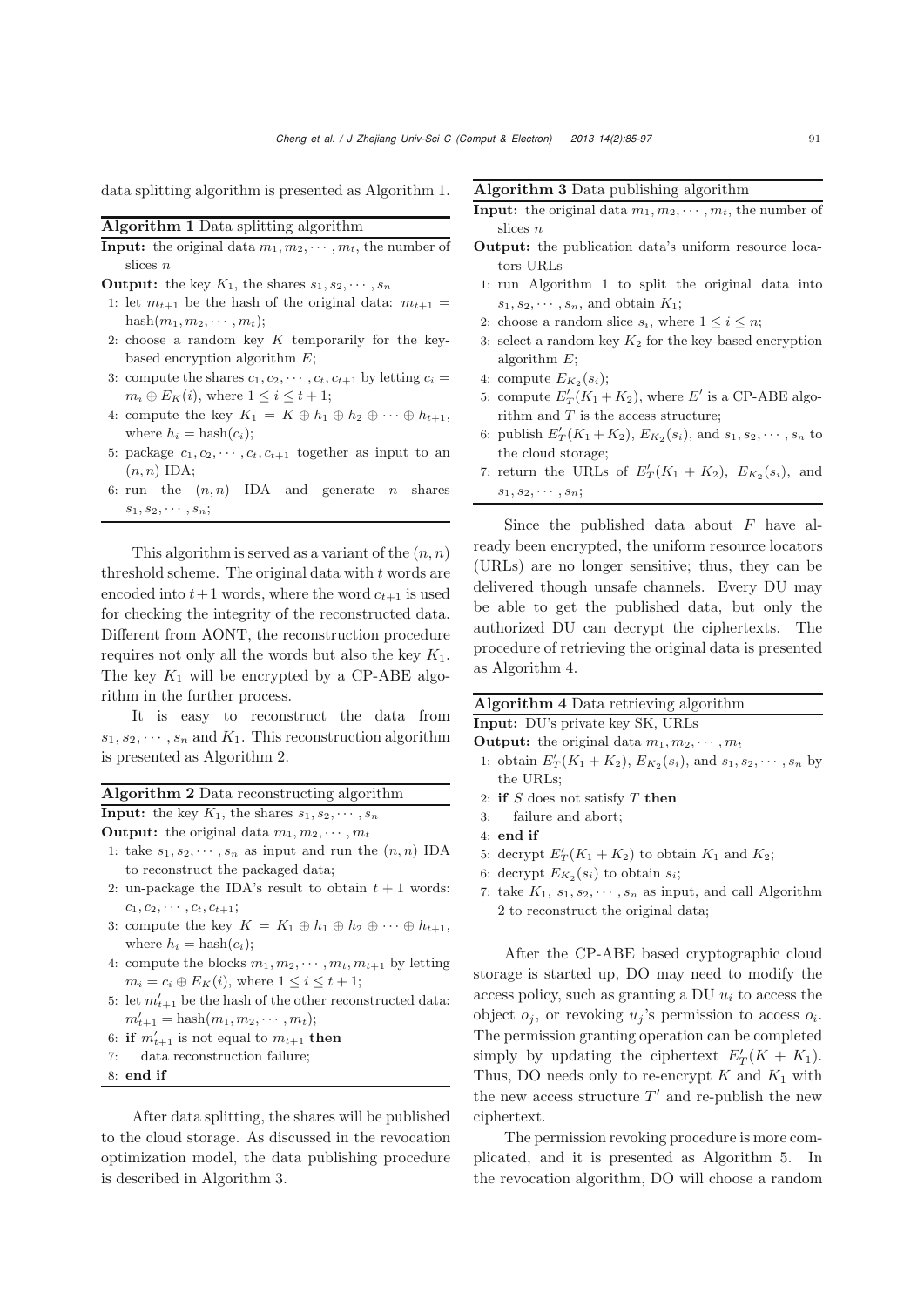data splitting algorithm is presented as Algorithm 1.

**Algorithm 1** Data splitting algorithm

**Input:** the original data $m_1, m_2, \cdots, m_t$, the number of slices $n$

**Output:** the key $K_1$, the shares $s_1, s_2, \cdots, s_n$

1: let $m_{t+1}$ be the hash of the original data: $m_{t+1} = \text{hash}(m_1, m_2, \cdots, m_t)$;
2: choose a random key $K$ temporarily for the key-based encryption algorithm $E$;
3: compute the shares $c_1, c_2, \cdots, c_t, c_{t+1}$ by letting $c_i = m_i \oplus E_K(i)$, where $1 \leq i \leq t+1$;
4: compute the key $K_1 = K \oplus h_1 \oplus h_2 \oplus \cdots \oplus h_{t+1}$, where $h_i = \text{hash}(c_i)$;
5: package $c_1, c_2, \cdots, c_t, c_{t+1}$ together as input to an $(n, n)$ IDA;
6: run the $(n, n)$ IDA and generate $n$ shares $s_1, s_2, \cdots, s_n$;

This algorithm is served as a variant of the $(n, n)$ threshold scheme. The original data with $t$ words are encoded into $t+1$ words, where the word $c_{t+1}$ is used for checking the integrity of the reconstructed data. Different from AONT, the reconstruction procedure requires not only all the words but also the key $K_1$. The key $K_1$ will be encrypted by a CP-ABE algorithm in the further process.

It is easy to reconstruct the data from $s_1, s_2, \cdots, s_n$ and $K_1$. This reconstruction algorithm is presented as Algorithm 2.

**Algorithm 2** Data reconstructing algorithm

**Input:** the key $K_1$, the shares $s_1, s_2, \cdots, s_n$

**Output:** the original data $m_1, m_2, \cdots, m_t$

1: take $s_1, s_2, \cdots, s_n$ as input and run the $(n, n)$ IDA to reconstruct the packaged data;
2: un-package the IDA's result to obtain $t+1$ words: $c_1, c_2, \cdots, c_t, c_{t+1}$;
3: compute the key $K = K_1 \oplus h_1 \oplus h_2 \oplus \cdots \oplus h_{t+1}$, where $h_i = \text{hash}(c_i)$;
4: compute the blocks $m_1, m_2, \cdots, m_t, m_{t+1}$ by letting $m_i = c_i \oplus E_K(i)$, where $1 \leq i \leq t+1$;
5: let $m'_{t+1}$ be the hash of the other reconstructed data: $m'_{t+1} = \text{hash}(m_1, m_2, \cdots, m_t)$;
6: **if** $m'_{t+1}$ is not equal to $m_{t+1}$ **then**
7: data reconstruction failure;
8: **end if**

After data splitting, the shares will be published to the cloud storage. As discussed in the revocation optimization model, the data publishing procedure is described in Algorithm 3.

**Algorithm 3** Data publishing algorithm

**Input:** the original data $m_1, m_2, \cdots, m_t$, the number of slices $n$

**Output:** the publication data's uniform resource locators URLs

1: run Algorithm 1 to split the original data into $s_1, s_2, \cdots, s_n$, and obtain $K_1$;
2: choose a random slice $s_i$, where $1 \leq i \leq n$;
3: select a random key $K_2$ for the key-based encryption algorithm $E$;
4: compute $E_{K_2}(s_i)$;
5: compute $E'_T(K_1 + K_2)$, where $E'$ is a CP-ABE algorithm and $T$ is the access structure;
6: publish $E'_T(K_1 + K_2)$, $E_{K_2}(s_i)$, and $s_1, s_2, \cdots, s_n$ to the cloud storage;
7: return the URLs of $E'_T(K_1 + K_2)$, $E_{K_2}(s_i)$, and $s_1, s_2, \cdots, s_n$;

Since the published data about $F$ have already been encrypted, the uniform resource locators (URLs) are no longer sensitive; thus, they can be delivered though unsafe channels. Every DU may be able to get the published data, but only the authorized DU can decrypt the ciphertexts. The procedure of retrieving the original data is presented as Algorithm 4.

**Algorithm 4** Data retrieving algorithm

**Input:** DU's private key SK, URLs

**Output:** the original data $m_1, m_2, \cdots, m_t$

1: obtain $E'_T(K_1 + K_2)$, $E_{K_2}(s_i)$, and $s_1, s_2, \cdots, s_n$ by the URLs;
2: **if** $S$ does not satisfy $T$ **then**
3: failure and abort;
4: **end if**
5: decrypt $E'_T(K_1 + K_2)$ to obtain $K_1$ and $K_2$;
6: decrypt $E_{K_2}(s_i)$ to obtain $s_i$;
7: take $K_1$, $s_1, s_2, \cdots, s_n$ as input, and call Algorithm 2 to reconstruct the original data;

After the CP-ABE based cryptographic cloud storage is started up, DO may need to modify the access policy, such as granting a DU $u_i$ to access the object $o_j$, or revoking $u_j$'s permission to access $o_i$. The permission granting operation can be completed simply by updating the ciphertext $E'_T(K + K_1)$. Thus, DO needs only to re-encrypt $K$ and $K_1$ with the new access structure $T'$ and re-publish the new ciphertext.

The permission revoking procedure is more complicated, and it is presented as Algorithm 5. In the revocation algorithm, DO will choose a random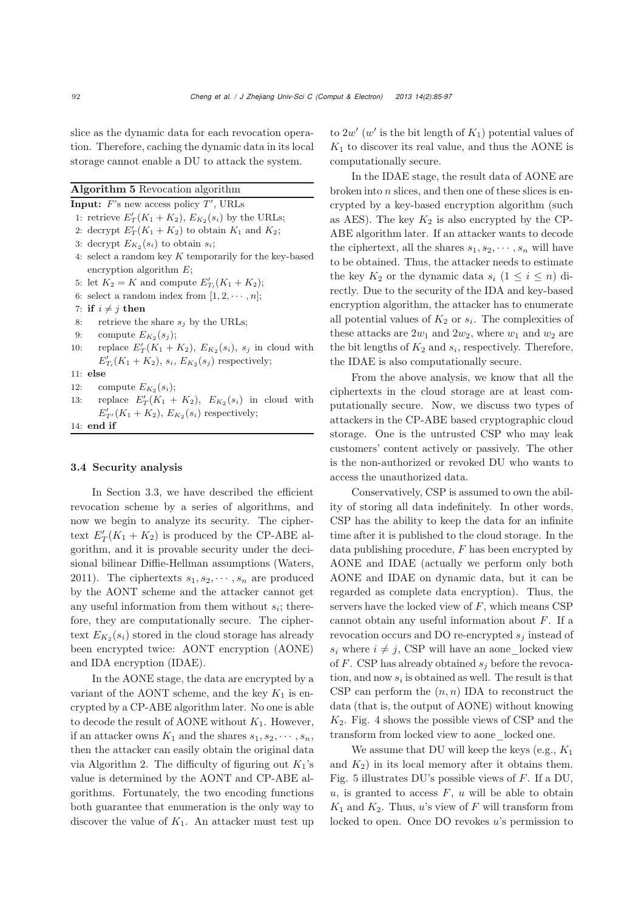slice as the dynamic data for each revocation operation. Therefore, caching the dynamic data in its local storage cannot enable a DU to attack the system.

**Algorithm 5** Revocation algorithm

**Input:** $F$'s new access policy $T'$, URLs

1: retrieve $E'_T(K_1+K_2)$, $E_{K_2}(s_i)$ by the URLs;
2: decrypt $E'_T(K_1+K_2)$ to obtain $K_1$ and $K_2$;
3: decrypt $E_{K_2}(s_i)$ to obtain $s_i$;
4: select a random key $K$ temporarily for the key-based encryption algorithm $E$;
5: let $K_2 = K$ and compute $E'_{T_i}(K_1+K_2)$;
6: select a random index from $[1, 2, \cdots, n]$;
7: **if** $i \neq j$ **then**
8: retrieve the share $s_j$ by the URLs;
9: compute $E_{K_2}(s_j)$;
10: replace $E'_T(K_1+K_2)$, $E_{K_2}(s_i)$, $s_j$ in cloud with $E'_{T_i}(K_1+K_2)$, $s_i$, $E_{K_2}(s_j)$ respectively;
11: **else**
12: compute $E_{K_2}(s_i)$;
13: replace $E'_T(K_1+K_2)$, $E_{K_2}(s_i)$ in cloud with $E'_{T'}(K_1+K_2)$, $E_{K_2}(s_i)$ respectively;
14: **end if**

### 3.4 Security analysis

In Section 3.3, we have described the efficient revocation scheme by a series of algorithms, and now we begin to analyze its security. The ciphertext $E'_T(K_1+K_2)$ is produced by the CP-ABE algorithm, and it is provable security under the decisional bilinear Diffie-Hellman assumptions (Waters, 2011). The ciphertexts $s_1, s_2, \cdots, s_n$ are produced by the AONT scheme and the attacker cannot get any useful information from them without $s_i$; therefore, they are computationally secure. The ciphertext $E_{K_2}(s_i)$ stored in the cloud storage has already been encrypted twice: AONT encryption (AONE) and IDA encryption (IDAE).

In the AONE stage, the data are encrypted by a variant of the AONT scheme, and the key $K_1$ is encrypted by a CP-ABE algorithm later. No one is able to decode the result of AONE without $K_1$. However, if an attacker owns $K_1$ and the shares $s_1, s_2, \cdots, s_n$, then the attacker can easily obtain the original data via Algorithm 2. The difficulty of figuring out $K_1$'s value is determined by the AONT and CP-ABE algorithms. Fortunately, the two encoding functions both guarantee that enumeration is the only way to discover the value of $K_1$. An attacker must test up to $2w'$ ($w'$ is the bit length of $K_1$) potential values of $K_1$ to discover its real value, and thus the AONE is computationally secure.

In the IDAE stage, the result data of AONE are broken into $n$ slices, and then one of these slices is encrypted by a key-based encryption algorithm (such as AES). The key $K_2$ is also encrypted by the CP-ABE algorithm later. If an attacker wants to decode the ciphertext, all the shares $s_1, s_2, \cdots, s_n$ will have to be obtained. Thus, the attacker needs to estimate the key $K_2$ or the dynamic data $s_i$ ($1 \leq i \leq n$) directly. Due to the security of the IDA and key-based encryption algorithm, the attacker has to enumerate all potential values of $K_2$ or $s_i$. The complexities of these attacks are $2w_1$ and $2w_2$, where $w_1$ and $w_2$ are the bit lengths of $K_2$ and $s_i$, respectively. Therefore, the IDAE is also computationally secure.

From the above analysis, we know that all the ciphertexts in the cloud storage are at least computationally secure. Now, we discuss two types of attackers in the CP-ABE based cryptographic cloud storage. One is the untrusted CSP who may leak customers' content actively or passively. The other is the non-authorized or revoked DU who wants to access the unauthorized data.

Conservatively, CSP is assumed to own the ability of storing all data indefinitely. In other words, CSP has the ability to keep the data for an infinite time after it is published to the cloud storage. In the data publishing procedure, $F$ has been encrypted by AONE and IDAE (actually we perform only both AONE and IDAE on dynamic data, but it can be regarded as complete data encryption). Thus, the servers have the locked view of $F$, which means CSP cannot obtain any useful information about $F$. If a revocation occurs and DO re-encrypted $s_j$ instead of $s_i$ where $i \neq j$, CSP will have an aone_locked view of $F$. CSP has already obtained $s_j$ before the revocation, and now $s_i$ is obtained as well. The result is that CSP can perform the $(n, n)$ IDA to reconstruct the data (that is, the output of AONE) without knowing $K_2$. Fig. 4 shows the possible views of CSP and the transform from locked view to aone_locked one.

We assume that DU will keep the keys (e.g., $K_1$ and $K_2$) in its local memory after it obtains them. Fig. 5 illustrates DU's possible views of $F$. If a DU, $u$, is granted to access $F$, $u$ will be able to obtain $K_1$ and $K_2$. Thus, $u$'s view of $F$ will transform from locked to open. Once DO revokes $u$'s permission to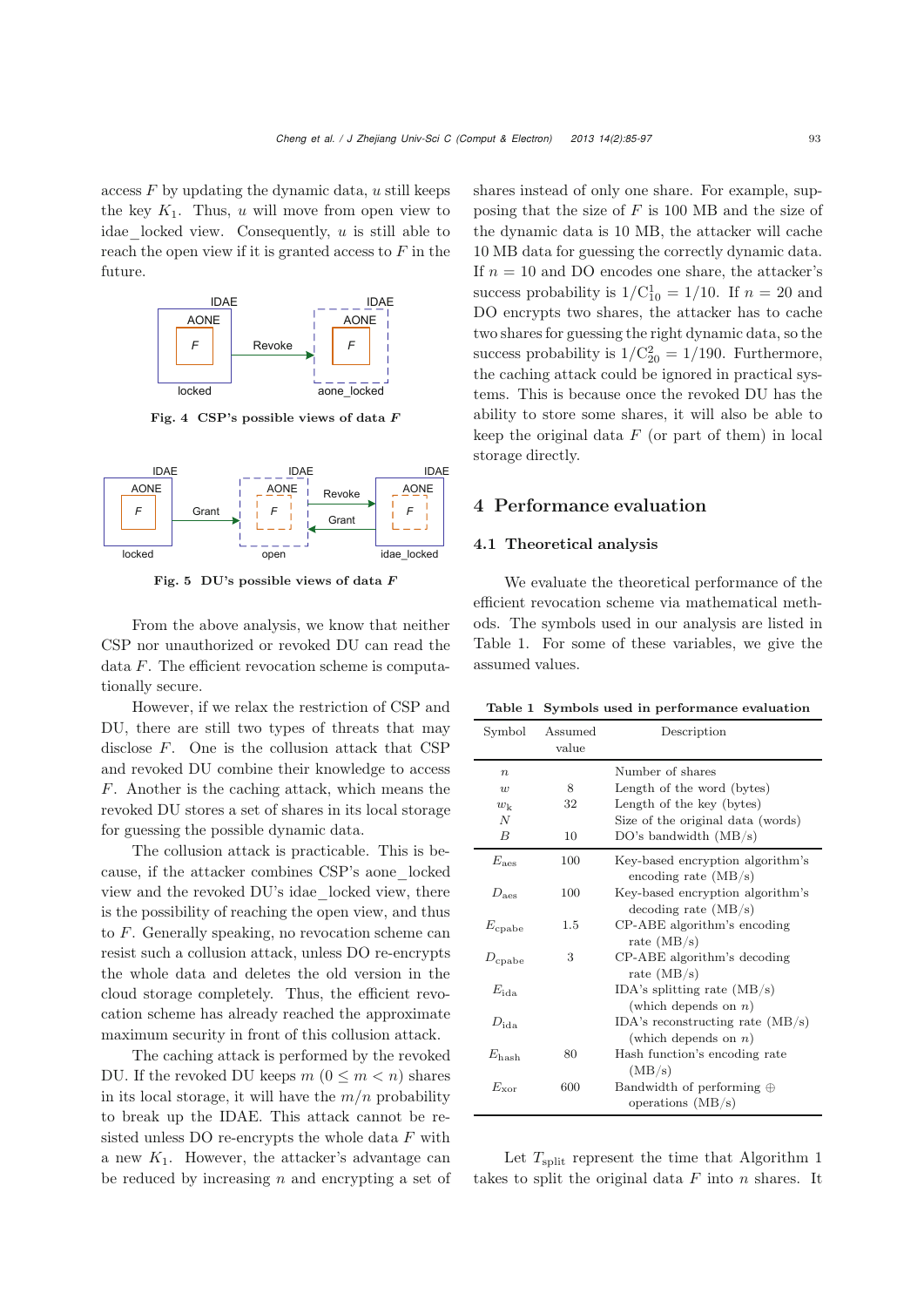access $F$ by updating the dynamic data, $u$ still keeps the key $K_1$. Thus, $u$ will move from open view to idae_locked view. Consequently, $u$ is still able to reach the open view if it is granted access to $F$ in the future.

Fig. 4 CSP's possible views of data $F$

Fig. 5 DU's possible views of data $F$

From the above analysis, we know that neither CSP nor unauthorized or revoked DU can read the data $F$. The efficient revocation scheme is computationally secure.

However, if we relax the restriction of CSP and DU, there are still two types of threats that may disclose $F$. One is the collusion attack that CSP and revoked DU combine their knowledge to access $F$. Another is the caching attack, which means the revoked DU stores a set of shares in its local storage for guessing the possible dynamic data.

The collusion attack is practicable. This is because, if the attacker combines CSP's aone_locked view and the revoked DU's idae_locked view, there is the possibility of reaching the open view, and thus to $F$. Generally speaking, no revocation scheme can resist such a collusion attack, unless DO re-encrypts the whole data and deletes the old version in the cloud storage completely. Thus, the efficient revocation scheme has already reached the approximate maximum security in front of this collusion attack.

The caching attack is performed by the revoked DU. If the revoked DU keeps $m$ $(0 \leq m < n)$ shares in its local storage, it will have the $m/n$ probability to break up the IDAE. This attack cannot be resisted unless DO re-encrypts the whole data $F$ with a new $K_1$. However, the attacker's advantage can be reduced by increasing $n$ and encrypting a set of shares instead of only one share. For example, supposing that the size of $F$ is 100 MB and the size of the dynamic data is 10 MB, the attacker will cache 10 MB data for guessing the correctly dynamic data. If $n = 10$ and DO encodes one share, the attacker's success probability is $1/\mathrm{C}_{10}^{1} = 1/10$. If $n = 20$ and DO encrypts two shares, the attacker has to cache two shares for guessing the right dynamic data, so the success probability is $1/\mathrm{C}_{20}^{2} = 1/190$. Furthermore, the caching attack could be ignored in practical systems. This is because once the revoked DU has the ability to store some shares, it will also be able to keep the original data $F$ (or part of them) in local storage directly.

## 4 Performance evaluation

### 4.1 Theoretical analysis

We evaluate the theoretical performance of the efficient revocation scheme via mathematical methods. The symbols used in our analysis are listed in Table 1. For some of these variables, we give the assumed values.

**Table 1 Symbols used in performance evaluation**

| Symbol | Assumed value | Description |
|---|---|---|
| $n$ | | Number of shares |
| $w$ | 8 | Length of the word (bytes) |
| $w_k$ | 32 | Length of the key (bytes) |
| $N$ | | Size of the original data (words) |
| $B$ | 10 | DO's bandwidth (MB/s) |
| $E_{\mathrm{aes}}$ | 100 | Key-based encryption algorithm's encoding rate (MB/s) |
| $D_{\mathrm{aes}}$ | 100 | Key-based encryption algorithm's decoding rate (MB/s) |
| $E_{\mathrm{cpabe}}$ | 1.5 | CP-ABE algorithm's encoding rate (MB/s) |
| $D_{\mathrm{cpabe}}$ | 3 | CP-ABE algorithm's decoding rate (MB/s) |
| $E_{\mathrm{ida}}$ | | IDA's splitting rate (MB/s) (which depends on $n$) |
| $D_{\mathrm{ida}}$ | | IDA's reconstructing rate (MB/s) (which depends on $n$) |
| $E_{\mathrm{hash}}$ | 80 | Hash function's encoding rate (MB/s) |
| $E_{\mathrm{xor}}$ | 600 | Bandwidth of performing $\oplus$ operations (MB/s) |

Let $T_{\mathrm{split}}$ represent the time that Algorithm 1 takes to split the original data $F$ into $n$ shares. It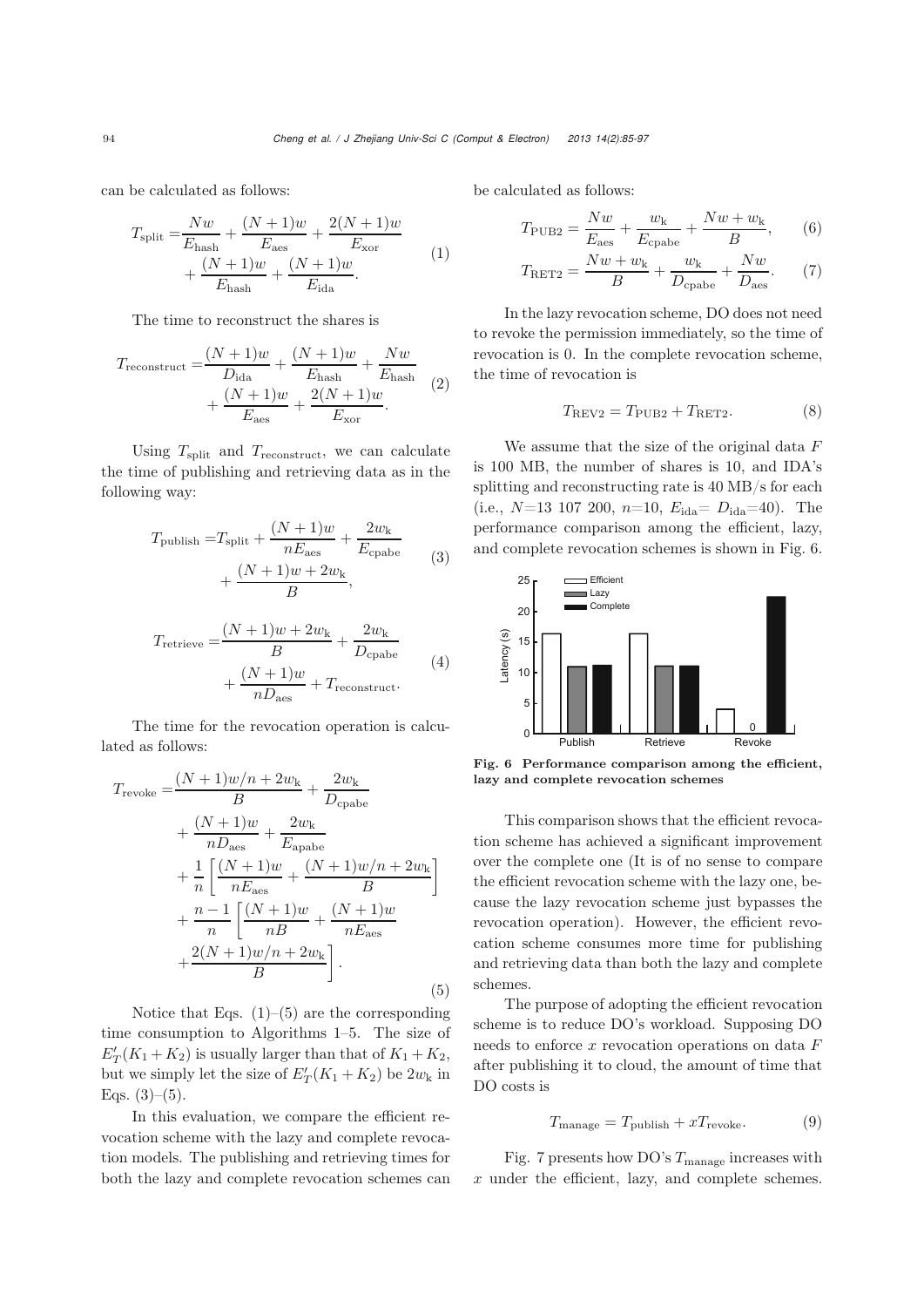can be calculated as follows:

$$T_{\text{split}} = \frac{Nw}{E_{\text{hash}}} + \frac{(N+1)w}{E_{\text{aes}}} + \frac{2(N+1)w}{E_{\text{xor}}} + \frac{(N+1)w}{E_{\text{hash}}} + \frac{(N+1)w}{E_{\text{ida}}}. \tag{1}$$

The time to reconstruct the shares is

$$T_{\text{reconstruct}} = \frac{(N+1)w}{D_{\text{ida}}} + \frac{(N+1)w}{E_{\text{hash}}} + \frac{Nw}{E_{\text{hash}}} + \frac{(N+1)w}{E_{\text{aes}}} + \frac{2(N+1)w}{E_{\text{xor}}}. \tag{2}$$

Using $T_{\text{split}}$ and $T_{\text{reconstruct}}$, we can calculate the time of publishing and retrieving data as in the following way:

$$T_{\text{publish}} = T_{\text{split}} + \frac{(N+1)w}{nE_{\text{aes}}} + \frac{2w_{\text{k}}}{E_{\text{cpabe}}} + \frac{(N+1)w + 2w_{\text{k}}}{B}, \tag{3}$$

$$T_{\text{retrieve}} = \frac{(N+1)w + 2w_{\text{k}}}{B} + \frac{2w_{\text{k}}}{D_{\text{cpabe}}} + \frac{(N+1)w}{nD_{\text{aes}}} + T_{\text{reconstruct}}. \tag{4}$$

The time for the revocation operation is calculated as follows:

$$\begin{aligned} T_{\text{revoke}} = & \frac{(N+1)w/n + 2w_{\text{k}}}{B} + \frac{2w_{\text{k}}}{D_{\text{cpabe}}} \\ & + \frac{(N+1)w}{nD_{\text{aes}}} + \frac{2w_{\text{k}}}{E_{\text{apabe}}} \\ & + \frac{1}{n}\left[\frac{(N+1)w}{nE_{\text{aes}}} + \frac{(N+1)w/n + 2w_{\text{k}}}{B}\right] \\ & + \frac{n-1}{n}\left[\frac{(N+1)w}{nB} + \frac{(N+1)w}{nE_{\text{aes}}} \right. \\ & \left. + \frac{2(N+1)w/n + 2w_{\text{k}}}{B}\right]. \end{aligned} \tag{5}$$

Notice that Eqs. (1)–(5) are the corresponding time consumption to Algorithms 1–5. The size of $E'_T(K_1 + K_2)$ is usually larger than that of $K_1 + K_2$, but we simply let the size of $E'_T(K_1 + K_2)$ be $2w_{\text{k}}$ in Eqs. (3)–(5).

In this evaluation, we compare the efficient revocation scheme with the lazy and complete revocation models. The publishing and retrieving times for both the lazy and complete revocation schemes can be calculated as follows:

$$T_{\text{PUB2}} = \frac{Nw}{E_{\text{aes}}} + \frac{w_{\text{k}}}{E_{\text{cpabe}}} + \frac{Nw + w_{\text{k}}}{B}, \tag{6}$$

$$T_{\text{RET2}} = \frac{Nw + w_{\text{k}}}{B} + \frac{w_{\text{k}}}{D_{\text{cpabe}}} + \frac{Nw}{D_{\text{aes}}}. \tag{7}$$

In the lazy revocation scheme, DO does not need to revoke the permission immediately, so the time of revocation is 0. In the complete revocation scheme, the time of revocation is

$$T_{\text{REV2}} = T_{\text{PUB2}} + T_{\text{RET2}}. \tag{8}$$

We assume that the size of the original data $F$ is 100 MB, the number of shares is 10, and IDA's splitting and reconstructing rate is 40 MB/s for each (i.e., $N$=13 107 200, $n$=10, $E_{\text{ida}}$= $D_{\text{ida}}$=40). The performance comparison among the efficient, lazy, and complete revocation schemes is shown in Fig. 6.

**Fig. 6 Performance comparison among the efficient, lazy and complete revocation schemes**

This comparison shows that the efficient revocation scheme has achieved a significant improvement over the complete one (It is of no sense to compare the efficient revocation scheme with the lazy one, because the lazy revocation scheme just bypasses the revocation operation). However, the efficient revocation scheme consumes more time for publishing and retrieving data than both the lazy and complete schemes.

The purpose of adopting the efficient revocation scheme is to reduce DO's workload. Supposing DO needs to enforce $x$ revocation operations on data $F$ after publishing it to cloud, the amount of time that DO costs is

$$T_{\text{manage}} = T_{\text{publish}} + xT_{\text{revoke}}. \tag{9}$$

Fig. 7 presents how DO's $T_{\text{manage}}$ increases with $x$ under the efficient, lazy, and complete schemes.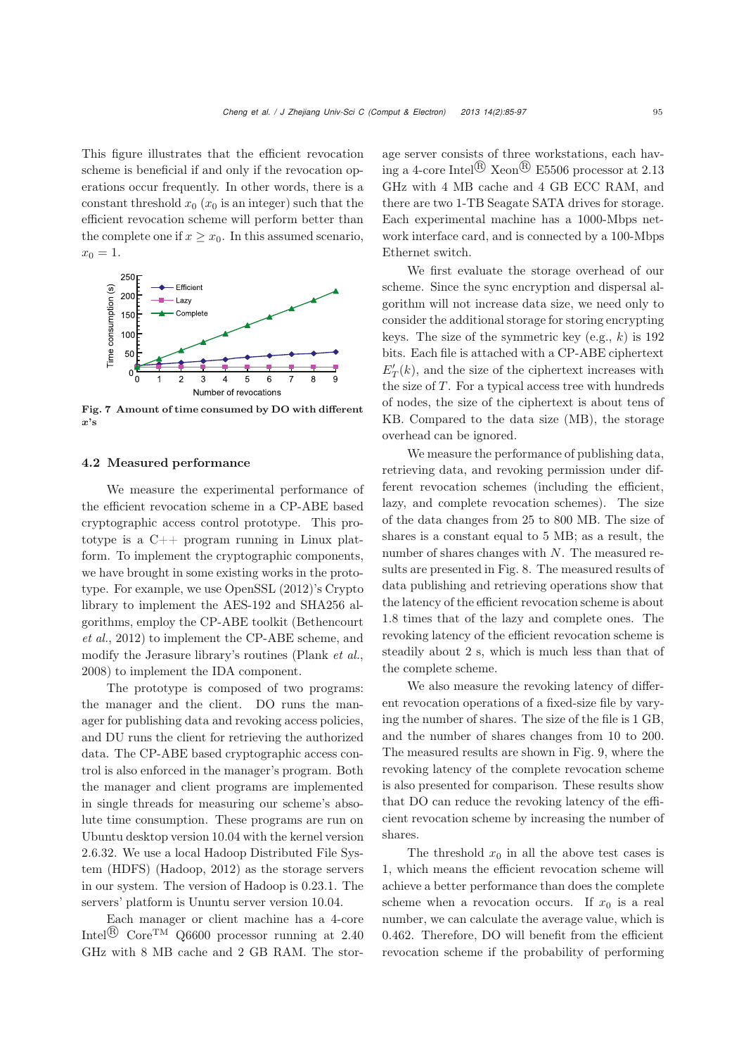This figure illustrates that the efficient revocation scheme is beneficial if and only if the revocation operations occur frequently. In other words, there is a constant threshold $x_0$ ($x_0$ is an integer) such that the efficient revocation scheme will perform better than the complete one if $x \geq x_0$. In this assumed scenario, $x_0 = 1$.

**Fig. 7 Amount of time consumed by DO with different $x$'s**

## 4.2 Measured performance

We measure the experimental performance of the efficient revocation scheme in a CP-ABE based cryptographic access control prototype. This prototype is a C++ program running in Linux platform. To implement the cryptographic components, we have brought in some existing works in the prototype. For example, we use OpenSSL (2012)'s Crypto library to implement the AES-192 and SHA256 algorithms, employ the CP-ABE toolkit (Bethencourt *et al.*, 2012) to implement the CP-ABE scheme, and modify the Jerasure library's routines (Plank *et al.*, 2008) to implement the IDA component.

The prototype is composed of two programs: the manager and the client. DO runs the manager for publishing data and revoking access policies, and DU runs the client for retrieving the authorized data. The CP-ABE based cryptographic access control is also enforced in the manager's program. Both the manager and client programs are implemented in single threads for measuring our scheme's absolute time consumption. These programs are run on Ubuntu desktop version 10.04 with the kernel version 2.6.32. We use a local Hadoop Distributed File System (HDFS) (Hadoop, 2012) as the storage servers in our system. The version of Hadoop is 0.23.1. The servers' platform is Ununtu server version 10.04.

Each manager or client machine has a 4-core Intel® Core™ Q6600 processor running at 2.40 GHz with 8 MB cache and 2 GB RAM. The storage server consists of three workstations, each having a 4-core Intel® Xeon® E5506 processor at 2.13 GHz with 4 MB cache and 4 GB ECC RAM, and there are two 1-TB Seagate SATA drives for storage. Each experimental machine has a 1000-Mbps network interface card, and is connected by a 100-Mbps Ethernet switch.

We first evaluate the storage overhead of our scheme. Since the sync encryption and dispersal algorithm will not increase data size, we need only to consider the additional storage for storing encrypting keys. The size of the symmetric key (e.g., $k$) is 192 bits. Each file is attached with a CP-ABE ciphertext $E'_T(k)$, and the size of the ciphertext increases with the size of $T$. For a typical access tree with hundreds of nodes, the size of the ciphertext is about tens of KB. Compared to the data size (MB), the storage overhead can be ignored.

We measure the performance of publishing data, retrieving data, and revoking permission under different revocation schemes (including the efficient, lazy, and complete revocation schemes). The size of the data changes from 25 to 800 MB. The size of shares is a constant equal to 5 MB; as a result, the number of shares changes with $N$. The measured results are presented in Fig. 8. The measured results of data publishing and retrieving operations show that the latency of the efficient revocation scheme is about 1.8 times that of the lazy and complete ones. The revoking latency of the efficient revocation scheme is steadily about 2 s, which is much less than that of the complete scheme.

We also measure the revoking latency of different revocation operations of a fixed-size file by varying the number of shares. The size of the file is 1 GB, and the number of shares changes from 10 to 200. The measured results are shown in Fig. 9, where the revoking latency of the complete revocation scheme is also presented for comparison. These results show that DO can reduce the revoking latency of the efficient revocation scheme by increasing the number of shares.

The threshold $x_0$ in all the above test cases is 1, which means the efficient revocation scheme will achieve a better performance than does the complete scheme when a revocation occurs. If $x_0$ is a real number, we can calculate the average value, which is 0.462. Therefore, DO will benefit from the efficient revocation scheme if the probability of performing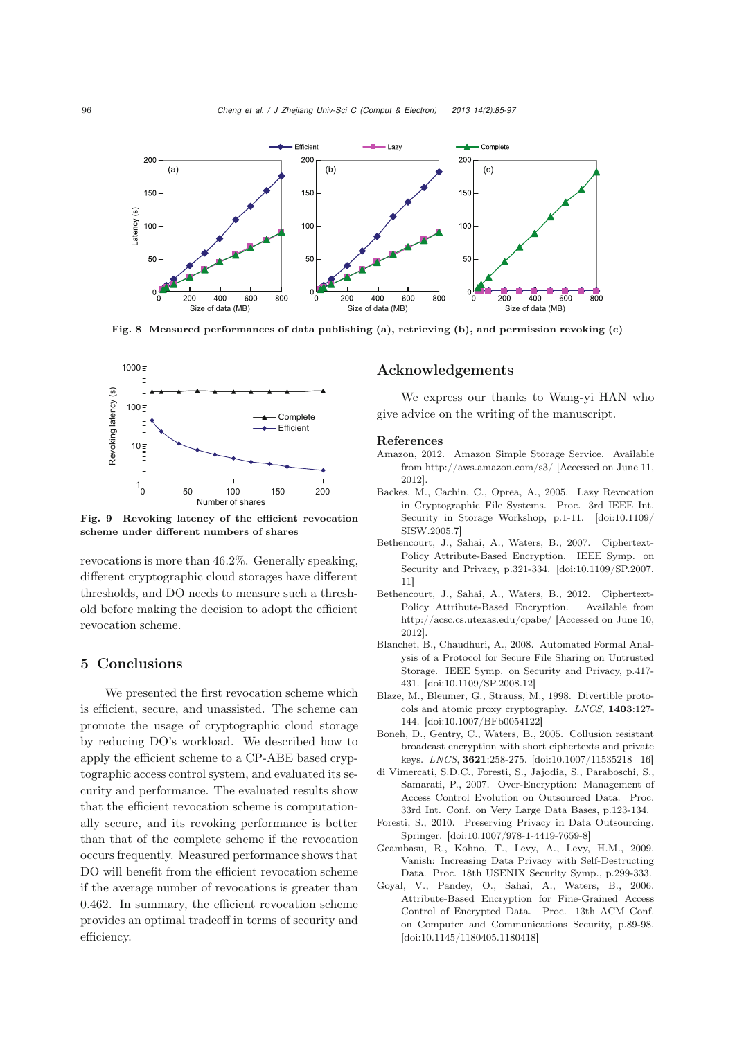Fig. 8 Measured performances of data publishing (a), retrieving (b), and permission revoking (c)

Fig. 9 Revoking latency of the efficient revocation scheme under different numbers of shares

revocations is more than 46.2%. Generally speaking, different cryptographic cloud storages have different thresholds, and DO needs to measure such a threshold before making the decision to adopt the efficient revocation scheme.

## 5 Conclusions

We presented the first revocation scheme which is efficient, secure, and unassisted. The scheme can promote the usage of cryptographic cloud storage by reducing DO's workload. We described how to apply the efficient scheme to a CP-ABE based cryptographic access control system, and evaluated its security and performance. The evaluated results show that the efficient revocation scheme is computationally secure, and its revoking performance is better than that of the complete scheme if the revocation occurs frequently. Measured performance shows that DO will benefit from the efficient revocation scheme if the average number of revocations is greater than 0.462. In summary, the efficient revocation scheme provides an optimal tradeoff in terms of security and efficiency.

## Acknowledgements

We express our thanks to Wang-yi HAN who give advice on the writing of the manuscript.

## References

Amazon, 2012. Amazon Simple Storage Service. Available from http://aws.amazon.com/s3/ [Accessed on June 11, 2012].

Backes, M., Cachin, C., Oprea, A., 2005. Lazy Revocation in Cryptographic File Systems. Proc. 3rd IEEE Int. Security in Storage Workshop, p.1-11. [doi:10.1109/SISW.2005.7]

Bethencourt, J., Sahai, A., Waters, B., 2007. Ciphertext-Policy Attribute-Based Encryption. IEEE Symp. on Security and Privacy, p.321-334. [doi:10.1109/SP.2007.11]

Bethencourt, J., Sahai, A., Waters, B., 2012. Ciphertext-Policy Attribute-Based Encryption. Available from http://acsc.cs.utexas.edu/cpabe/ [Accessed on June 10, 2012].

Blanchet, B., Chaudhuri, A., 2008. Automated Formal Analysis of a Protocol for Secure File Sharing on Untrusted Storage. IEEE Symp. on Security and Privacy, p.417-431. [doi:10.1109/SP.2008.12]

Blaze, M., Bleumer, G., Strauss, M., 1998. Divertible protocols and atomic proxy cryptography. *LNCS*, **1403**:127-144. [doi:10.1007/BFb0054122]

Boneh, D., Gentry, C., Waters, B., 2005. Collusion resistant broadcast encryption with short ciphertexts and private keys. *LNCS*, **3621**:258-275. [doi:10.1007/11535218_16]

di Vimercati, S.D.C., Foresti, S., Jajodia, S., Paraboschi, S., Samarati, P., 2007. Over-Encryption: Management of Access Control Evolution on Outsourced Data. Proc. 33rd Int. Conf. on Very Large Data Bases, p.123-134.

Foresti, S., 2010. Preserving Privacy in Data Outsourcing. Springer. [doi:10.1007/978-1-4419-7659-8]

Geambasu, R., Kohno, T., Levy, A., Levy, H.M., 2009. Vanish: Increasing Data Privacy with Self-Destructing Data. Proc. 18th USENIX Security Symp., p.299-333.

Goyal, V., Pandey, O., Sahai, A., Waters, B., 2006. Attribute-Based Encryption for Fine-Grained Access Control of Encrypted Data. Proc. 13th ACM Conf. on Computer and Communications Security, p.89-98. [doi:10.1145/1180405.1180418]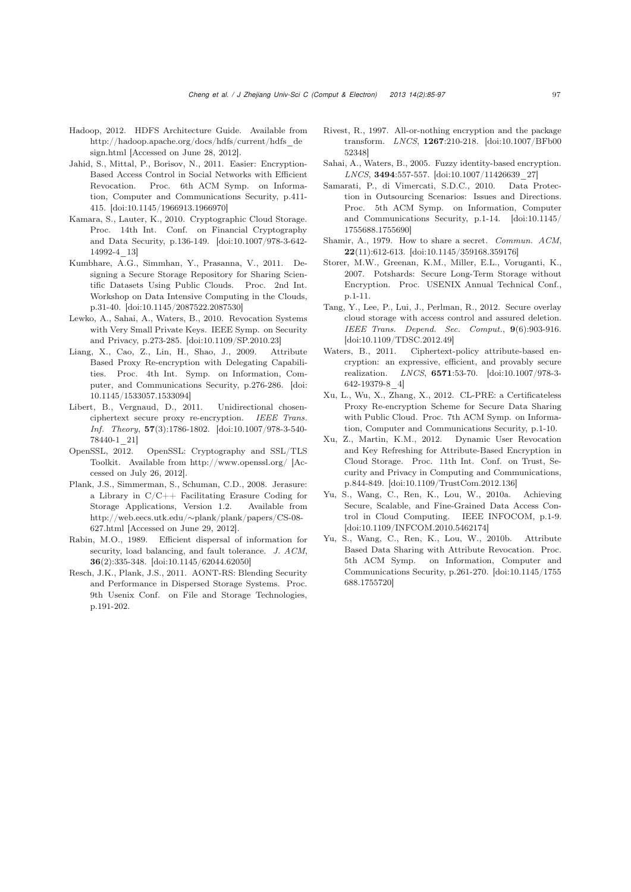Hadoop, 2012. HDFS Architecture Guide. Available from http://hadoop.apache.org/docs/hdfs/current/hdfs_design.html [Accessed on June 28, 2012].

Jahid, S., Mittal, P., Borisov, N., 2011. Easier: Encryption-Based Access Control in Social Networks with Efficient Revocation. Proc. 6th ACM Symp. on Information, Computer and Communications Security, p.411-415. [doi:10.1145/1966913.1966970]

Kamara, S., Lauter, K., 2010. Cryptographic Cloud Storage. Proc. 14th Int. Conf. on Financial Cryptography and Data Security, p.136-149. [doi:10.1007/978-3-642-14992-4_13]

Kumbhare, A.G., Simmhan, Y., Prasanna, V., 2011. Designing a Secure Storage Repository for Sharing Scientific Datasets Using Public Clouds. Proc. 2nd Int. Workshop on Data Intensive Computing in the Clouds, p.31-40. [doi:10.1145/2087522.2087530]

Lewko, A., Sahai, A., Waters, B., 2010. Revocation Systems with Very Small Private Keys. IEEE Symp. on Security and Privacy, p.273-285. [doi:10.1109/SP.2010.23]

Liang, X., Cao, Z., Lin, H., Shao, J., 2009. Attribute Based Proxy Re-encryption with Delegating Capabilities. Proc. 4th Int. Symp. on Information, Computer, and Communications Security, p.276-286. [doi:10.1145/1533057.1533094]

Libert, B., Vergnaud, D., 2011. Unidirectional chosen-ciphertext secure proxy re-encryption. *IEEE Trans. Inf. Theory*, **57**(3):1786-1802. [doi:10.1007/978-3-540-78440-1_21]

OpenSSL, 2012. OpenSSL: Cryptography and SSL/TLS Toolkit. Available from http://www.openssl.org/ [Accessed on July 26, 2012].

Plank, J.S., Simmerman, S., Schuman, C.D., 2008. Jerasure: a Library in C/C++ Facilitating Erasure Coding for Storage Applications, Version 1.2. Available from http://web.eecs.utk.edu/∼plank/plank/papers/CS-08-627.html [Accessed on June 29, 2012].

Rabin, M.O., 1989. Efficient dispersal of information for security, load balancing, and fault tolerance. *J. ACM*, **36**(2):335-348. [doi:10.1145/62044.62050]

Resch, J.K., Plank, J.S., 2011. AONT-RS: Blending Security and Performance in Dispersed Storage Systems. Proc. 9th Usenix Conf. on File and Storage Technologies, p.191-202.

Rivest, R., 1997. All-or-nothing encryption and the package transform. *LNCS*, **1267**:210-218. [doi:10.1007/BFb0052348]

Sahai, A., Waters, B., 2005. Fuzzy identity-based encryption. *LNCS*, **3494**:557-557. [doi:10.1007/11426639_27]

Samarati, P., di Vimercati, S.D.C., 2010. Data Protection in Outsourcing Scenarios: Issues and Directions. Proc. 5th ACM Symp. on Information, Computer and Communications Security, p.1-14. [doi:10.1145/1755688.1755690]

Shamir, A., 1979. How to share a secret. *Commun. ACM*, **22**(11):612-613. [doi:10.1145/359168.359176]

Storer, M.W., Greenan, K.M., Miller, E.L., Voruganti, K., 2007. Potshards: Secure Long-Term Storage without Encryption. Proc. USENIX Annual Technical Conf., p.1-11.

Tang, Y., Lee, P., Lui, J., Perlman, R., 2012. Secure overlay cloud storage with access control and assured deletion. *IEEE Trans. Depend. Sec. Comput.*, **9**(6):903-916. [doi:10.1109/TDSC.2012.49]

Waters, B., 2011. Ciphertext-policy attribute-based encryption: an expressive, efficient, and provably secure realization. *LNCS*, **6571**:53-70. [doi:10.1007/978-3-642-19379-8_4]

Xu, L., Wu, X., Zhang, X., 2012. CL-PRE: a Certificateless Proxy Re-encryption Scheme for Secure Data Sharing with Public Cloud. Proc. 7th ACM Symp. on Information, Computer and Communications Security, p.1-10.

Xu, Z., Martin, K.M., 2012. Dynamic User Revocation and Key Refreshing for Attribute-Based Encryption in Cloud Storage. Proc. 11th Int. Conf. on Trust, Security and Privacy in Computing and Communications, p.844-849. [doi:10.1109/TrustCom.2012.136]

Yu, S., Wang, C., Ren, K., Lou, W., 2010a. Achieving Secure, Scalable, and Fine-Grained Data Access Control in Cloud Computing. IEEE INFOCOM, p.1-9. [doi:10.1109/INFCOM.2010.5462174]

Yu, S., Wang, C., Ren, K., Lou, W., 2010b. Attribute Based Data Sharing with Attribute Revocation. Proc. 5th ACM Symp. on Information, Computer and Communications Security, p.261-270. [doi:10.1145/1755688.1755720]